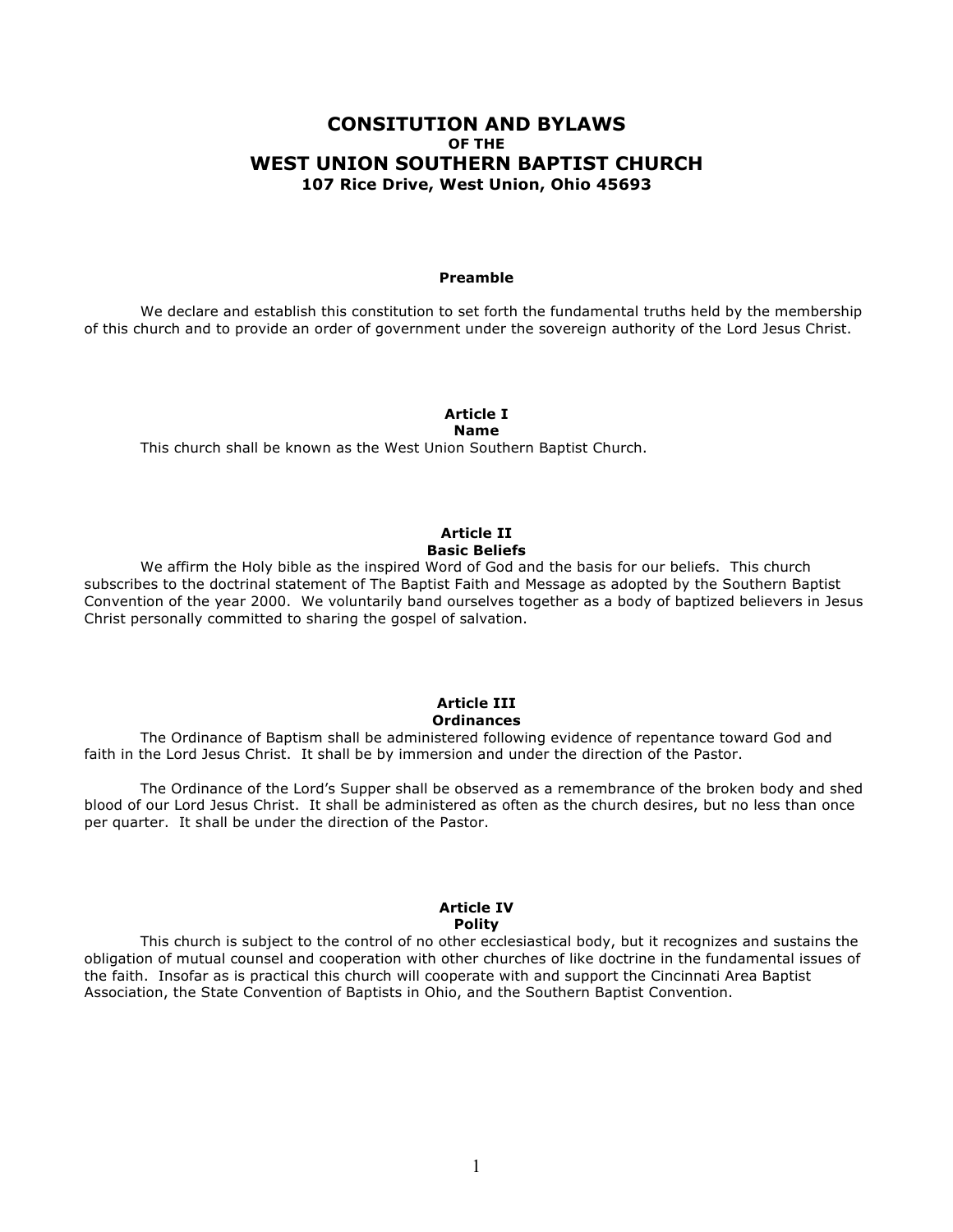# CONSITUTION AND BYLAWS
### OF THE
# WEST UNION SOUTHERN BAPTIST CHURCH
### 107 Rice Drive, West Union, Ohio 45693

## Preamble

We declare and establish this constitution to set forth the fundamental truths held by the membership of this church and to provide an order of government under the sovereign authority of the Lord Jesus Christ.

## Article I
## Name

This church shall be known as the West Union Southern Baptist Church.

## Article II
## Basic Beliefs

We affirm the Holy bible as the inspired Word of God and the basis for our beliefs. This church subscribes to the doctrinal statement of The Baptist Faith and Message as adopted by the Southern Baptist Convention of the year 2000. We voluntarily band ourselves together as a body of baptized believers in Jesus Christ personally committed to sharing the gospel of salvation.

## Article III
## Ordinances

The Ordinance of Baptism shall be administered following evidence of repentance toward God and faith in the Lord Jesus Christ. It shall be by immersion and under the direction of the Pastor.

The Ordinance of the Lord's Supper shall be observed as a remembrance of the broken body and shed blood of our Lord Jesus Christ. It shall be administered as often as the church desires, but no less than once per quarter. It shall be under the direction of the Pastor.

## Article IV
## Polity

This church is subject to the control of no other ecclesiastical body, but it recognizes and sustains the obligation of mutual counsel and cooperation with other churches of like doctrine in the fundamental issues of the faith. Insofar as is practical this church will cooperate with and support the Cincinnati Area Baptist Association, the State Convention of Baptists in Ohio, and the Southern Baptist Convention.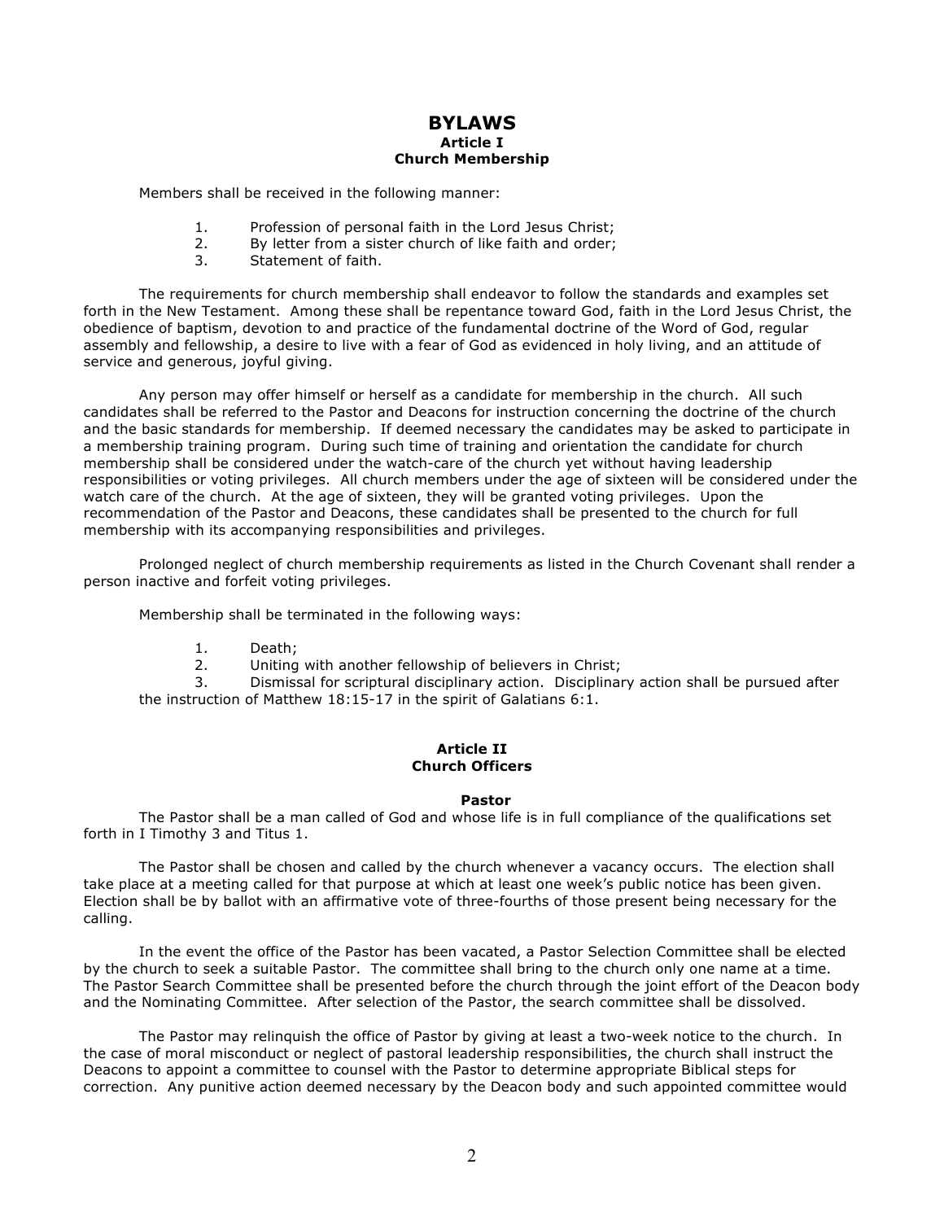# BYLAWS

## Article I
## Church Membership

Members shall be received in the following manner:

1. Profession of personal faith in the Lord Jesus Christ;
2. By letter from a sister church of like faith and order;
3. Statement of faith.

The requirements for church membership shall endeavor to follow the standards and examples set forth in the New Testament. Among these shall be repentance toward God, faith in the Lord Jesus Christ, the obedience of baptism, devotion to and practice of the fundamental doctrine of the Word of God, regular assembly and fellowship, a desire to live with a fear of God as evidenced in holy living, and an attitude of service and generous, joyful giving.

Any person may offer himself or herself as a candidate for membership in the church. All such candidates shall be referred to the Pastor and Deacons for instruction concerning the doctrine of the church and the basic standards for membership. If deemed necessary the candidates may be asked to participate in a membership training program. During such time of training and orientation the candidate for church membership shall be considered under the watch-care of the church yet without having leadership responsibilities or voting privileges. All church members under the age of sixteen will be considered under the watch care of the church. At the age of sixteen, they will be granted voting privileges. Upon the recommendation of the Pastor and Deacons, these candidates shall be presented to the church for full membership with its accompanying responsibilities and privileges.

Prolonged neglect of church membership requirements as listed in the Church Covenant shall render a person inactive and forfeit voting privileges.

Membership shall be terminated in the following ways:

1. Death;
2. Uniting with another fellowship of believers in Christ;
3. Dismissal for scriptural disciplinary action. Disciplinary action shall be pursued after the instruction of Matthew 18:15-17 in the spirit of Galatians 6:1.

## Article II
## Church Officers

### Pastor

The Pastor shall be a man called of God and whose life is in full compliance of the qualifications set forth in I Timothy 3 and Titus 1.

The Pastor shall be chosen and called by the church whenever a vacancy occurs. The election shall take place at a meeting called for that purpose at which at least one week's public notice has been given. Election shall be by ballot with an affirmative vote of three-fourths of those present being necessary for the calling.

In the event the office of the Pastor has been vacated, a Pastor Selection Committee shall be elected by the church to seek a suitable Pastor. The committee shall bring to the church only one name at a time. The Pastor Search Committee shall be presented before the church through the joint effort of the Deacon body and the Nominating Committee. After selection of the Pastor, the search committee shall be dissolved.

The Pastor may relinquish the office of Pastor by giving at least a two-week notice to the church. In the case of moral misconduct or neglect of pastoral leadership responsibilities, the church shall instruct the Deacons to appoint a committee to counsel with the Pastor to determine appropriate Biblical steps for correction. Any punitive action deemed necessary by the Deacon body and such appointed committee would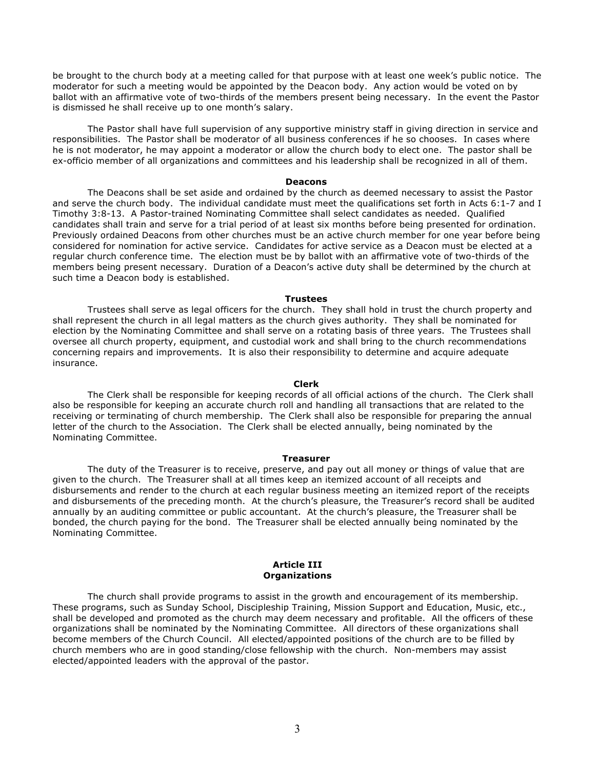be brought to the church body at a meeting called for that purpose with at least one week's public notice. The moderator for such a meeting would be appointed by the Deacon body. Any action would be voted on by ballot with an affirmative vote of two-thirds of the members present being necessary. In the event the Pastor is dismissed he shall receive up to one month's salary.

The Pastor shall have full supervision of any supportive ministry staff in giving direction in service and responsibilities. The Pastor shall be moderator of all business conferences if he so chooses. In cases where he is not moderator, he may appoint a moderator or allow the church body to elect one. The pastor shall be ex-officio member of all organizations and committees and his leadership shall be recognized in all of them.

**Deacons**

The Deacons shall be set aside and ordained by the church as deemed necessary to assist the Pastor and serve the church body. The individual candidate must meet the qualifications set forth in Acts 6:1-7 and I Timothy 3:8-13. A Pastor-trained Nominating Committee shall select candidates as needed. Qualified candidates shall train and serve for a trial period of at least six months before being presented for ordination. Previously ordained Deacons from other churches must be an active church member for one year before being considered for nomination for active service. Candidates for active service as a Deacon must be elected at a regular church conference time. The election must be by ballot with an affirmative vote of two-thirds of the members being present necessary. Duration of a Deacon's active duty shall be determined by the church at such time a Deacon body is established.

**Trustees**

Trustees shall serve as legal officers for the church. They shall hold in trust the church property and shall represent the church in all legal matters as the church gives authority. They shall be nominated for election by the Nominating Committee and shall serve on a rotating basis of three years. The Trustees shall oversee all church property, equipment, and custodial work and shall bring to the church recommendations concerning repairs and improvements. It is also their responsibility to determine and acquire adequate insurance.

**Clerk**

The Clerk shall be responsible for keeping records of all official actions of the church. The Clerk shall also be responsible for keeping an accurate church roll and handling all transactions that are related to the receiving or terminating of church membership. The Clerk shall also be responsible for preparing the annual letter of the church to the Association. The Clerk shall be elected annually, being nominated by the Nominating Committee.

**Treasurer**

The duty of the Treasurer is to receive, preserve, and pay out all money or things of value that are given to the church. The Treasurer shall at all times keep an itemized account of all receipts and disbursements and render to the church at each regular business meeting an itemized report of the receipts and disbursements of the preceding month. At the church's pleasure, the Treasurer's record shall be audited annually by an auditing committee or public accountant. At the church's pleasure, the Treasurer shall be bonded, the church paying for the bond. The Treasurer shall be elected annually being nominated by the Nominating Committee.

## Article III
## Organizations

The church shall provide programs to assist in the growth and encouragement of its membership. These programs, such as Sunday School, Discipleship Training, Mission Support and Education, Music, etc., shall be developed and promoted as the church may deem necessary and profitable. All the officers of these organizations shall be nominated by the Nominating Committee. All directors of these organizations shall become members of the Church Council. All elected/appointed positions of the church are to be filled by church members who are in good standing/close fellowship with the church. Non-members may assist elected/appointed leaders with the approval of the pastor.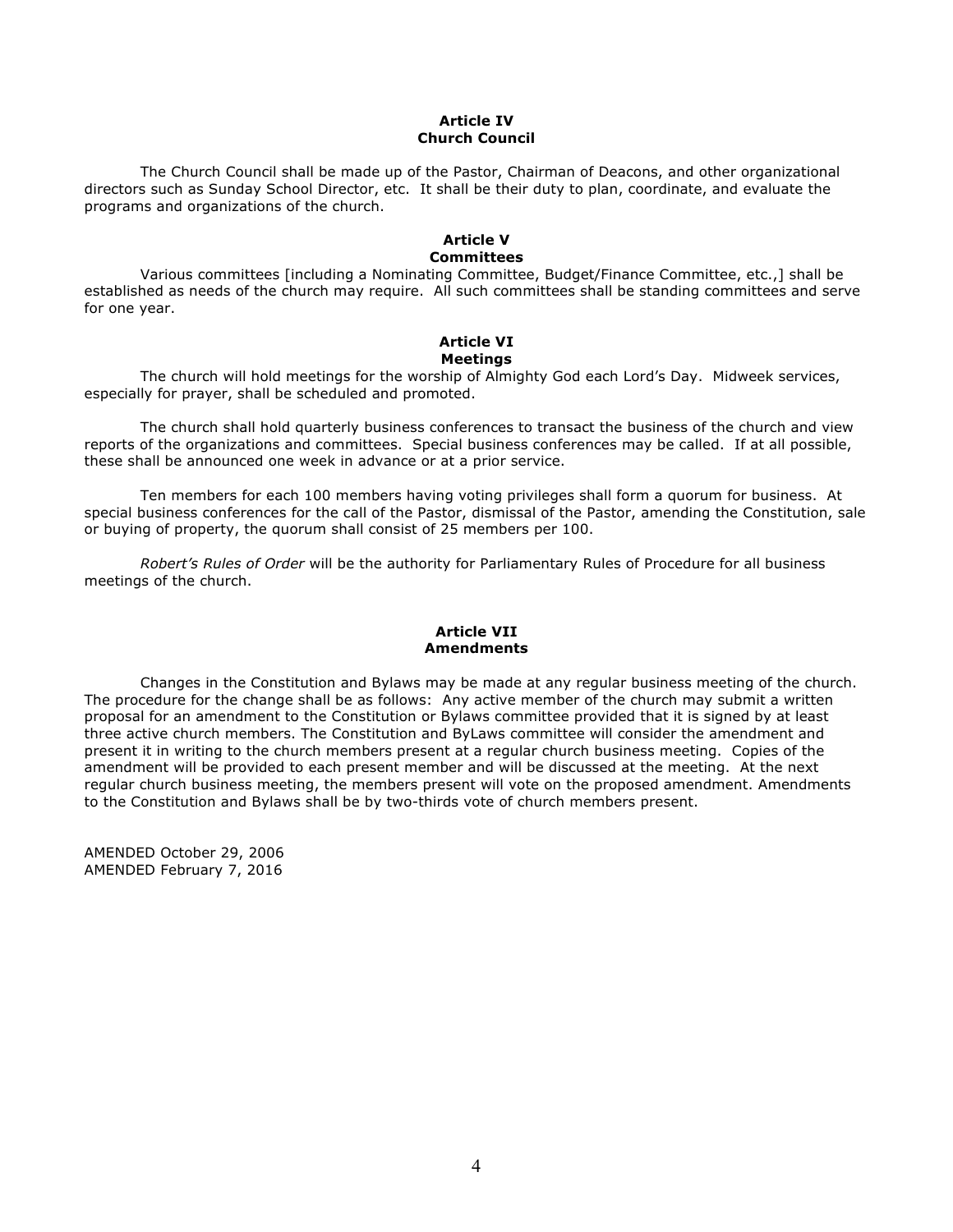## Article IV
## Church Council

The Church Council shall be made up of the Pastor, Chairman of Deacons, and other organizational directors such as Sunday School Director, etc. It shall be their duty to plan, coordinate, and evaluate the programs and organizations of the church.

## Article V
## Committees

Various committees [including a Nominating Committee, Budget/Finance Committee, etc.,] shall be established as needs of the church may require. All such committees shall be standing committees and serve for one year.

## Article VI
## Meetings

The church will hold meetings for the worship of Almighty God each Lord's Day. Midweek services, especially for prayer, shall be scheduled and promoted.

The church shall hold quarterly business conferences to transact the business of the church and view reports of the organizations and committees. Special business conferences may be called. If at all possible, these shall be announced one week in advance or at a prior service.

Ten members for each 100 members having voting privileges shall form a quorum for business. At special business conferences for the call of the Pastor, dismissal of the Pastor, amending the Constitution, sale or buying of property, the quorum shall consist of 25 members per 100.

*Robert's Rules of Order* will be the authority for Parliamentary Rules of Procedure for all business meetings of the church.

## Article VII
## Amendments

Changes in the Constitution and Bylaws may be made at any regular business meeting of the church. The procedure for the change shall be as follows: Any active member of the church may submit a written proposal for an amendment to the Constitution or Bylaws committee provided that it is signed by at least three active church members. The Constitution and ByLaws committee will consider the amendment and present it in writing to the church members present at a regular church business meeting. Copies of the amendment will be provided to each present member and will be discussed at the meeting. At the next regular church business meeting, the members present will vote on the proposed amendment. Amendments to the Constitution and Bylaws shall be by two-thirds vote of church members present.

AMENDED October 29, 2006
AMENDED February 7, 2016